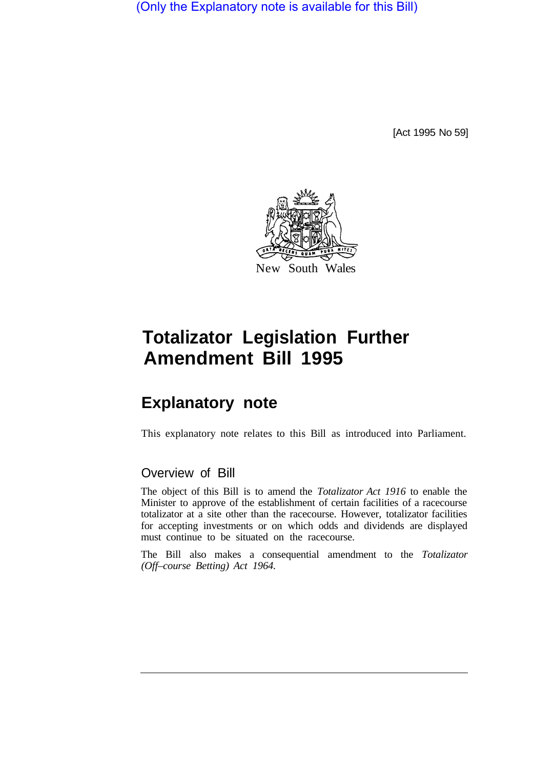(Only the Explanatory note is available for this Bill)

[Act 1995 No 59]

New South Wales

# Totalizator Legislation Further Amendment Bill 1995

## Explanatory note

This explanatory note relates to this Bill as introduced into Parliament.

### Overview of Bill

The object of this Bill is to amend the *Totalizator Act 1916* to enable the Minister to approve of the establishment of certain facilities of a racecourse totalizator at a site other than the racecourse. However, totalizator facilities for accepting investments or on which odds and dividends are displayed must continue to be situated on the racecourse.

The Bill also makes a consequential amendment to the *Totalizator (Off–course Betting) Act 1964.*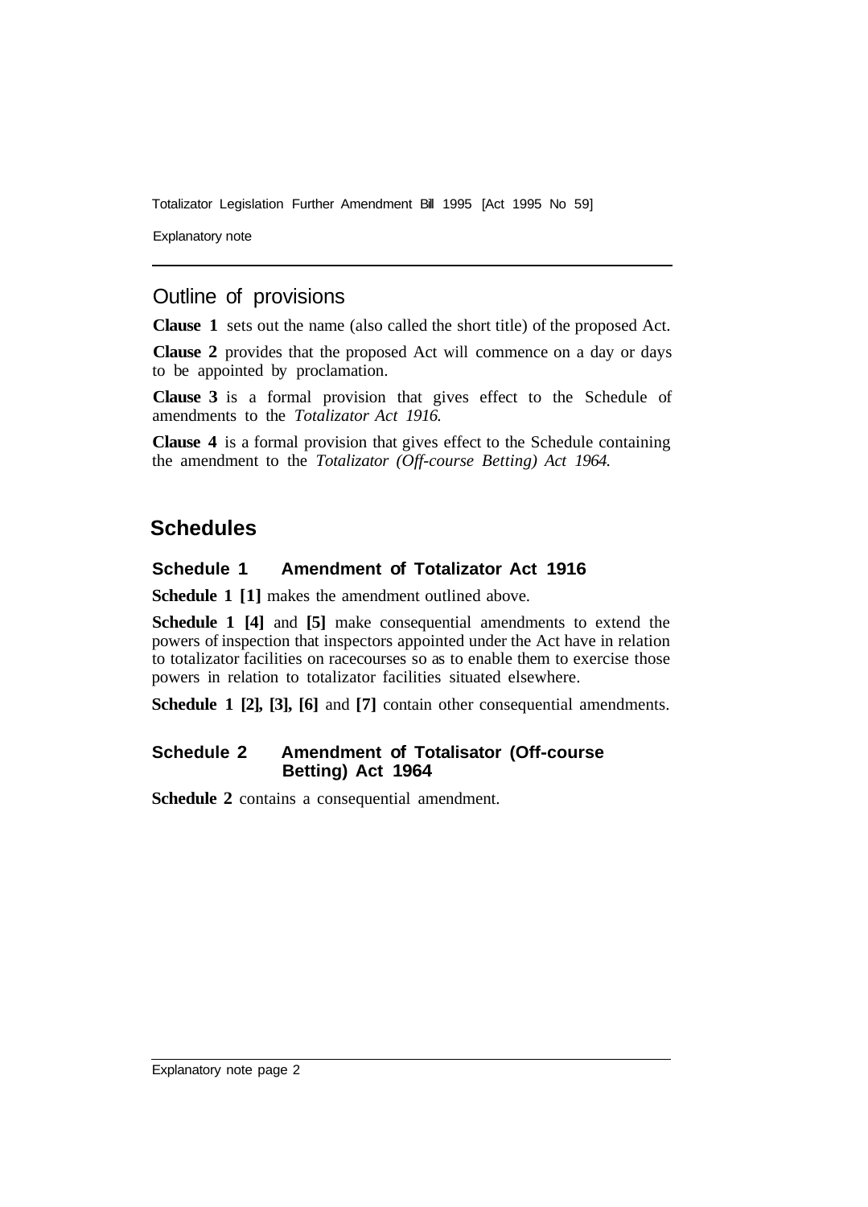## Outline of provisions

**Clause 1** sets out the name (also called the short title) of the proposed Act.

**Clause 2** provides that the proposed Act will commence on a day or days to be appointed by proclamation.

**Clause 3** is a formal provision that gives effect to the Schedule of amendments to the *Totalizator Act 1916.*

**Clause 4** is a formal provision that gives effect to the Schedule containing the amendment to the *Totalizator (Off-course Betting) Act 1964.*

# Schedules

### Schedule 1 Amendment of Totalizator Act 1916

**Schedule 1 [1]** makes the amendment outlined above.

**Schedule 1 [4]** and **[5]** make consequential amendments to extend the powers of inspection that inspectors appointed under the Act have in relation to totalizator facilities on racecourses so as to enable them to exercise those powers in relation to totalizator facilities situated elsewhere.

**Schedule 1 [2], [3], [6]** and **[7]** contain other consequential amendments.

### Schedule 2 Amendment of Totalisator (Off-course Betting) Act 1964

**Schedule 2** contains a consequential amendment.